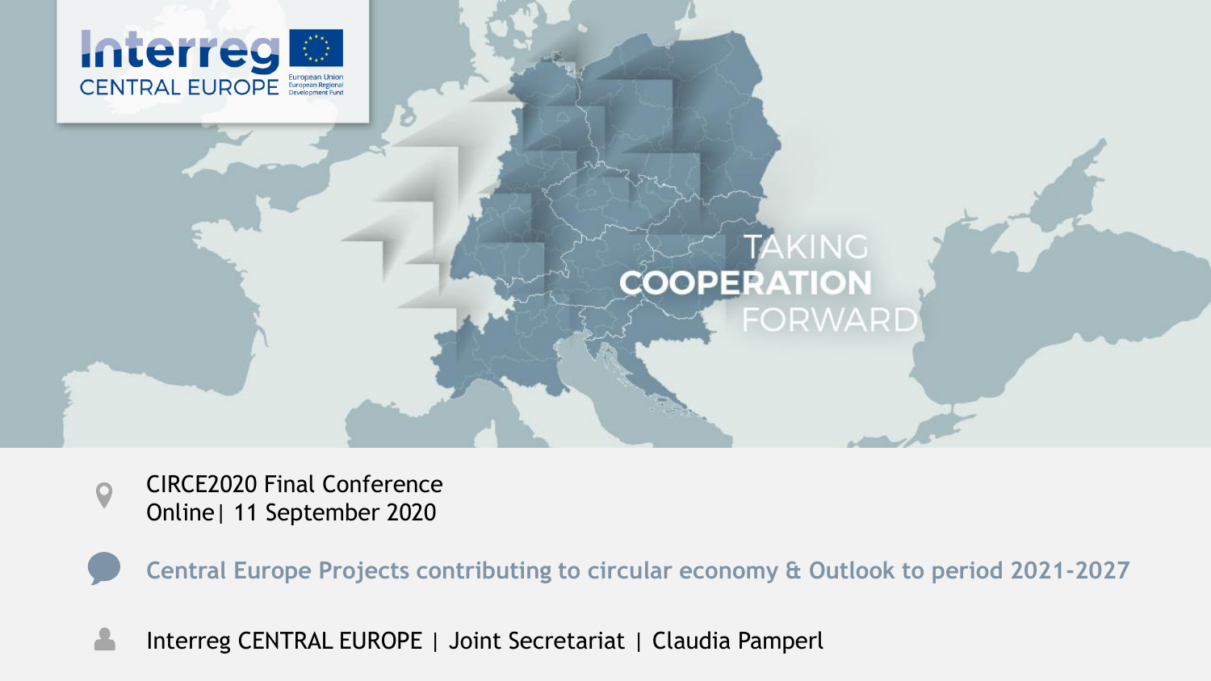Interreg CENTRAL EUROPE

European Union
European Regional Development Fund

TAKING **COOPERATION** FORWARD

CIRCE2020 Final Conference
Online| 11 September 2020

**Central Europe Projects contributing to circular economy & Outlook to period 2021-2027**

Interreg CENTRAL EUROPE | Joint Secretariat | Claudia Pamperl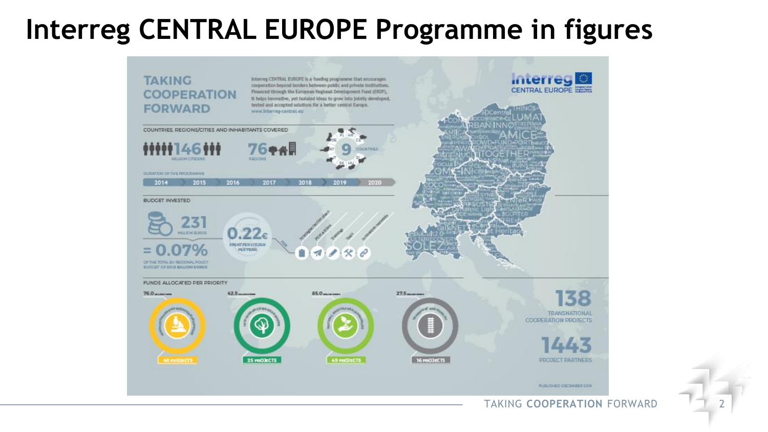# Interreg CENTRAL EUROPE Programme in figures

## TAKING COOPERATION FORWARD

Interreg CENTRAL EUROPE is a funding programme that encourages cooperation beyond borders between public and private institutions. Financed through the European Regional Development Fund (ERDF), it helps innovative, yet isolated ideas to grow into jointly developed, tested and accepted solutions for a better central Europe.
www.interreg-central.eu

### COUNTRIES, REGIONS/CITIES AND INHABITANTS COVERED

- 146 MILLION CITIZENS
- 76 REGIONS
- 9 COUNTRIES (PL, HR, CZ, DE, AT, SI, IT, SK, HU)

### DURATION OF THE PROGRAMME

2014 – 2015 – 2016 – 2017 – 2018 – 2019 – 2020

### BUDGET INVESTED

- 231 MILLION EUROS
- = 0.07% OF THE TOTAL EU REGIONAL POLICY BUDGET OF 351.8 BILLION EUROS
- 0.22€ SPENT PER CITIZEN PER YEAR

Outputs: Strategies/action plans, Pilot actions, Trainings, Tools, Innovation networks

### FUNDS ALLOCATED PER PRIORITY

| Funds (million euros) | Projects |
| --- | --- |
| 76.0 | 48 PROJECTS |
| 42.5 | 25 PROJECTS |
| 85.0 | 49 PROJECTS |
| 27.5 | 16 PROJECTS |

- 138 TRANSNATIONAL COOPERATION PROJECTS
- 1443 PROJECT PARTNERS

PUBLISHED DECEMBER 2018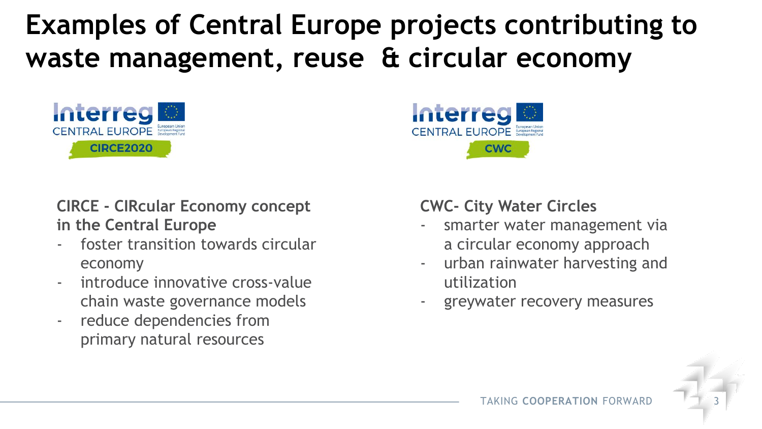# Examples of Central Europe projects contributing to waste management, reuse & circular economy

Interreg CENTRAL EUROPE — CIRCE2020

**CIRCE - CIRcular Economy concept in the Central Europe**

- foster transition towards circular economy
- introduce innovative cross-value chain waste governance models
- reduce dependencies from primary natural resources

Interreg CENTRAL EUROPE — CWC

**CWC- City Water Circles**

- smarter water management via a circular economy approach
- urban rainwater harvesting and utilization
- greywater recovery measures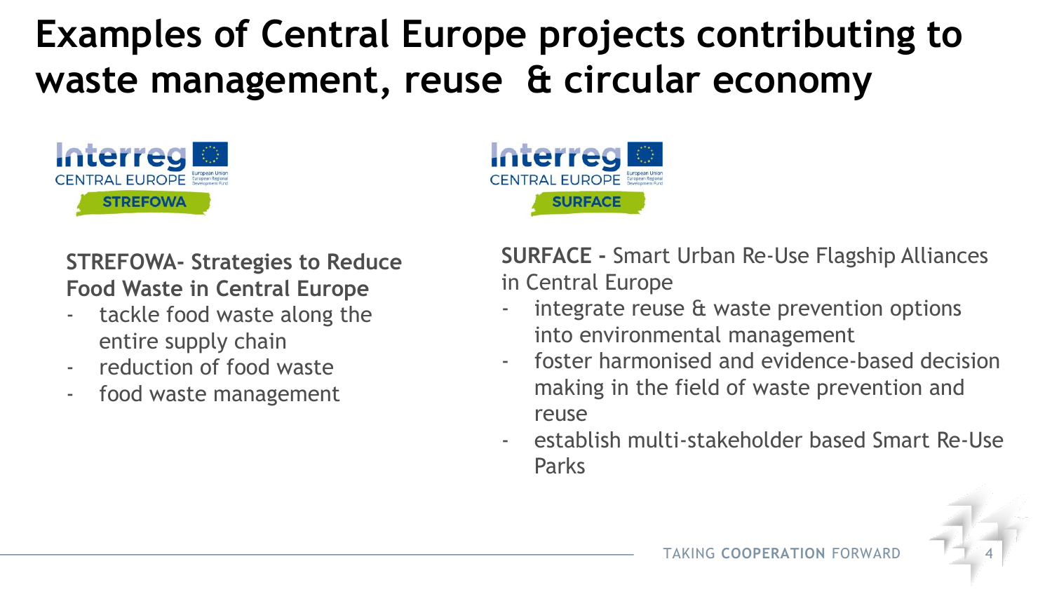# Examples of Central Europe projects contributing to waste management, reuse & circular economy

Interreg CENTRAL EUROPE — STREFOWA

**STREFOWA- Strategies to Reduce Food Waste in Central Europe**

- tackle food waste along the entire supply chain
- reduction of food waste
- food waste management

Interreg CENTRAL EUROPE — SURFACE

**SURFACE -** Smart Urban Re-Use Flagship Alliances in Central Europe

- integrate reuse & waste prevention options into environmental management
- foster harmonised and evidence-based decision making in the field of waste prevention and reuse
- establish multi-stakeholder based Smart Re-Use Parks

TAKING **COOPERATION** FORWARD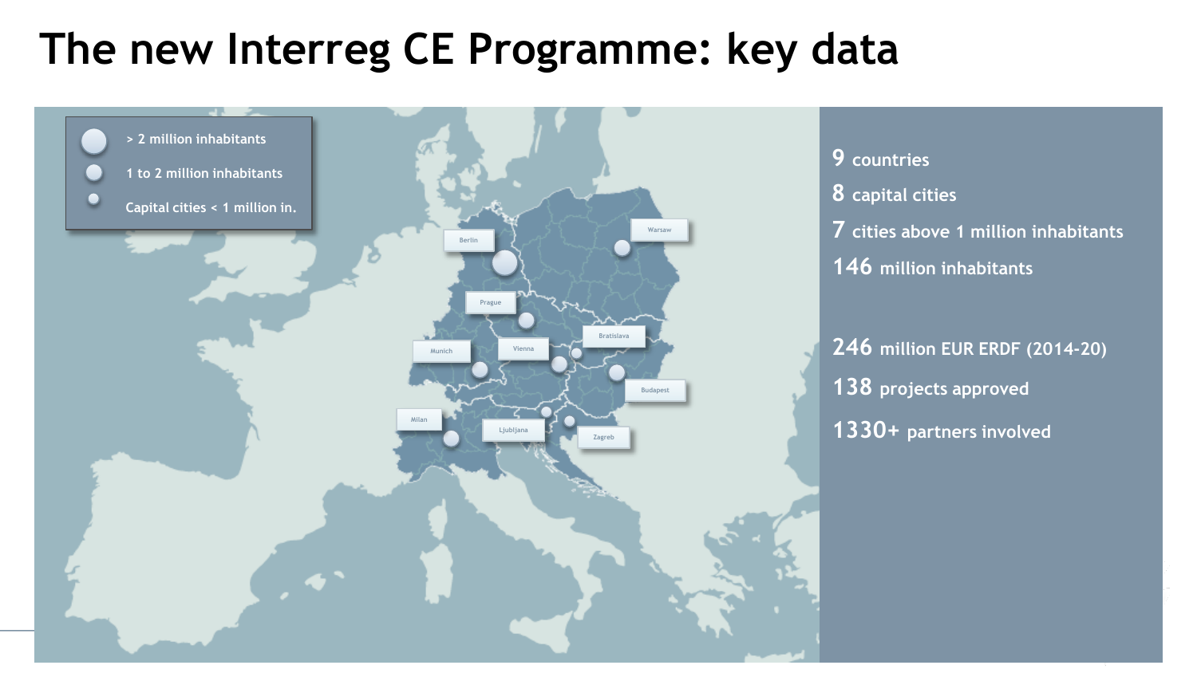# The new Interreg CE Programme: key data

> 2 million inhabitants

1 to 2 million inhabitants

Capital cities < 1 million in.

Berlin

Warsaw

Prague

Bratislava

Munich

Vienna

Budapest

Milan

Ljubljana

Zagreb

**9** countries

**8** capital cities

**7** cities above 1 million inhabitants

**146** million inhabitants

**246** million EUR ERDF (2014-20)

**138** projects approved

**1330+** partners involved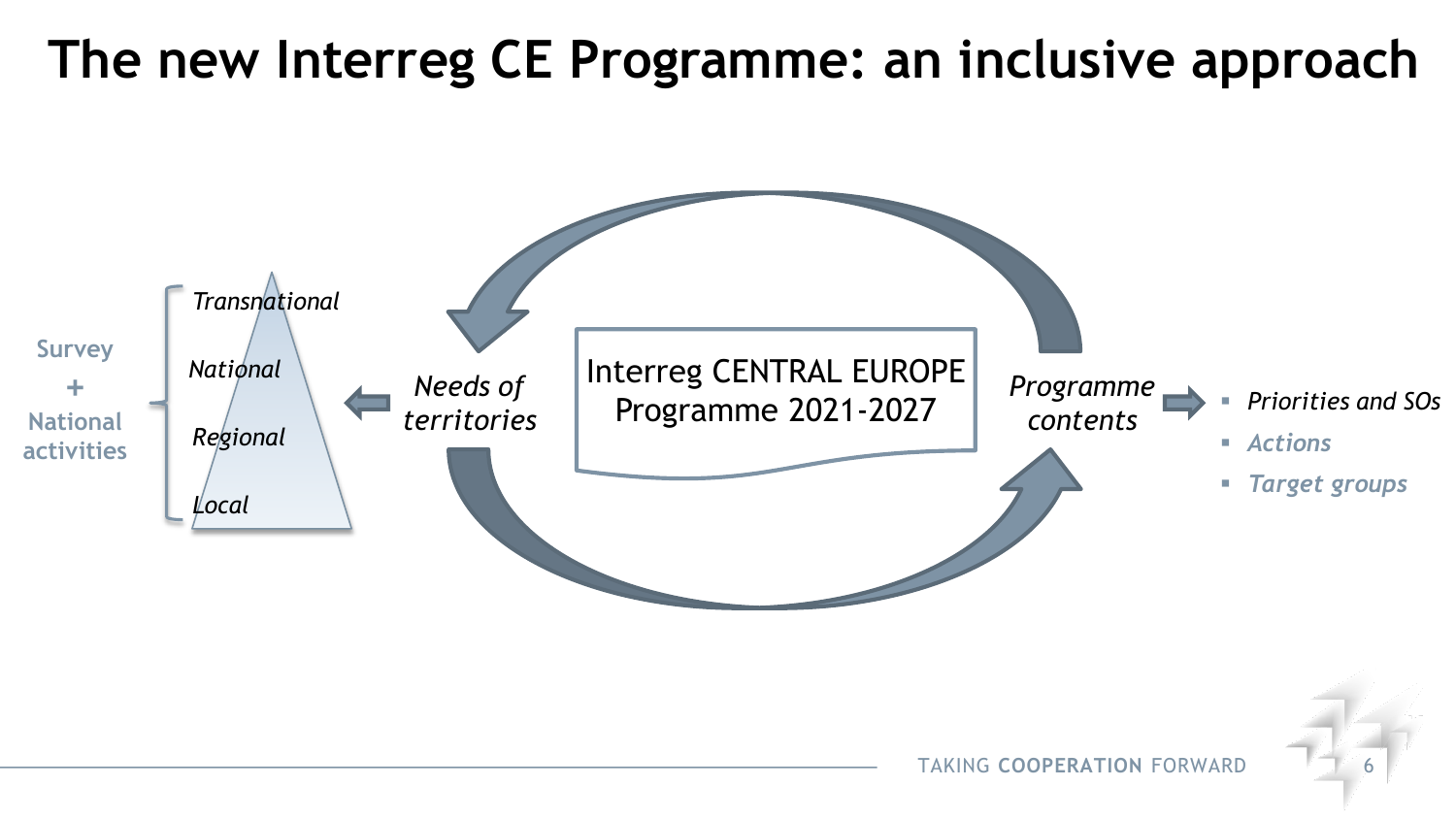# The new Interreg CE Programme: an inclusive approach

Survey
+
National activities

- *Transnational*
- *National*
- *Regional*
- *Local*

*Needs of territories*

Interreg CENTRAL EUROPE Programme 2021-2027

*Programme contents*

- *Priorities and SOs*
- *Actions*
- *Target groups*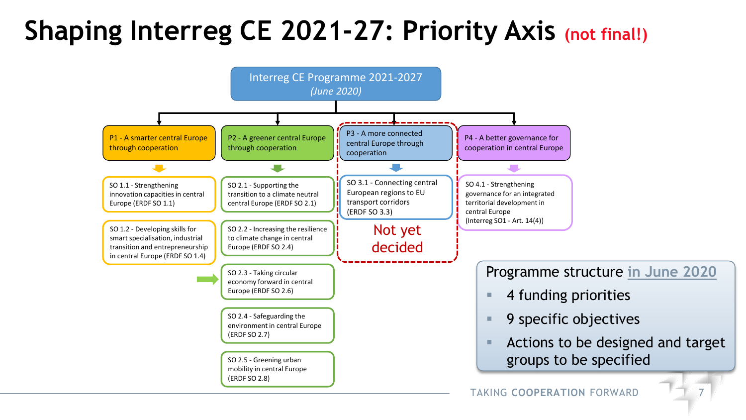# Shaping Interreg CE 2021-27: Priority Axis (not final!)

**Interreg CE Programme 2021-2027**
*(June 2020)*

**P1 - A smarter central Europe through cooperation**
- SO 1.1 - Strengthening innovation capacities in central Europe (ERDF SO 1.1)
- SO 1.2 - Developing skills for smart specialisation, industrial transition and entrepreneurship in central Europe (ERDF SO 1.4)

**P2 - A greener central Europe through cooperation**
- SO 2.1 - Supporting the transition to a climate neutral central Europe (ERDF SO 2.1)
- SO 2.2 - Increasing the resilience to climate change in central Europe (ERDF SO 2.4)
- SO 2.3 - Taking circular economy forward in central Europe (ERDF SO 2.6)
- SO 2.4 - Safeguarding the environment in central Europe (ERDF SO 2.7)
- SO 2.5 - Greening urban mobility in central Europe (ERDF SO 2.8)

**P3 - A more connected central Europe through cooperation**
- SO 3.1 - Connecting central European regions to EU transport corridors (ERDF SO 3.3)

Not yet decided

**P4 - A better governance for cooperation in central Europe**
- SO 4.1 - Strengthening governance for an integrated territorial development in central Europe (Interreg SO1 - Art. 14(4))

Programme structure in June 2020

- 4 funding priorities
- 9 specific objectives
- Actions to be designed and target groups to be specified

TAKING COOPERATION FORWARD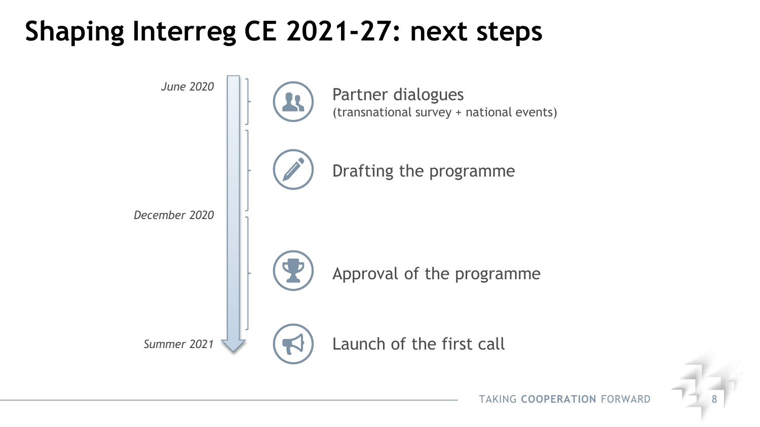# Shaping Interreg CE 2021-27: next steps

- *June 2020*
- **Partner dialogues** (transnational survey + national events)
- **Drafting the programme**
- *December 2020*
- **Approval of the programme**
- *Summer 2021*
- **Launch of the first call**

TAKING **COOPERATION** FORWARD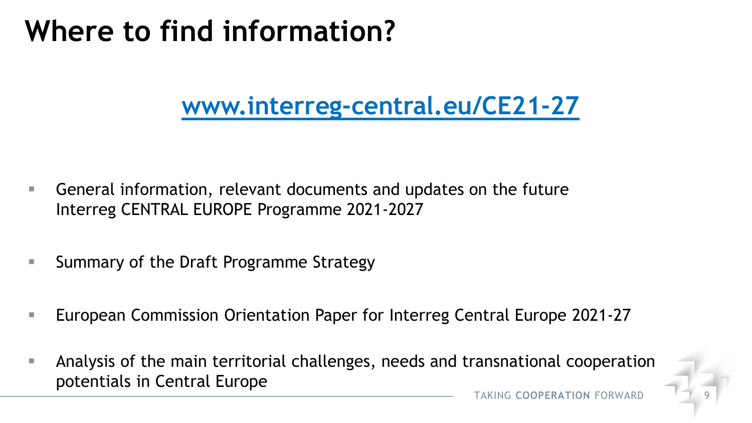# Where to find information?

[www.interreg-central.eu/CE21-27](http://www.interreg-central.eu/CE21-27)

- General information, relevant documents and updates on the future Interreg CENTRAL EUROPE Programme 2021-2027
- Summary of the Draft Programme Strategy
- European Commission Orientation Paper for Interreg Central Europe 2021-27
- Analysis of the main territorial challenges, needs and transnational cooperation potentials in Central Europe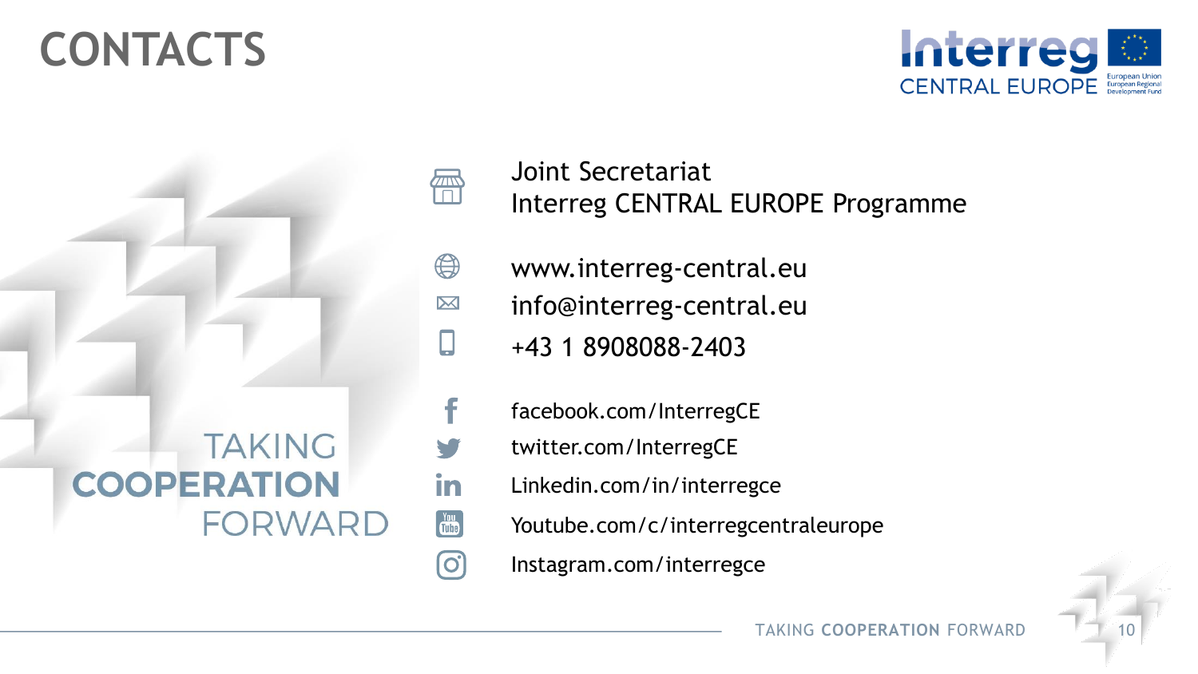# CONTACTS

Interreg CENTRAL EUROPE

European Union
European Regional Development Fund

TAKING
**COOPERATION**
FORWARD

Joint Secretariat
Interreg CENTRAL EUROPE Programme

www.interreg-central.eu
info@interreg-central.eu
+43 1 8908088-2403

facebook.com/InterregCE
twitter.com/InterregCE
Linkedin.com/in/interregce
Youtube.com/c/interregcentraleurope
Instagram.com/interregce